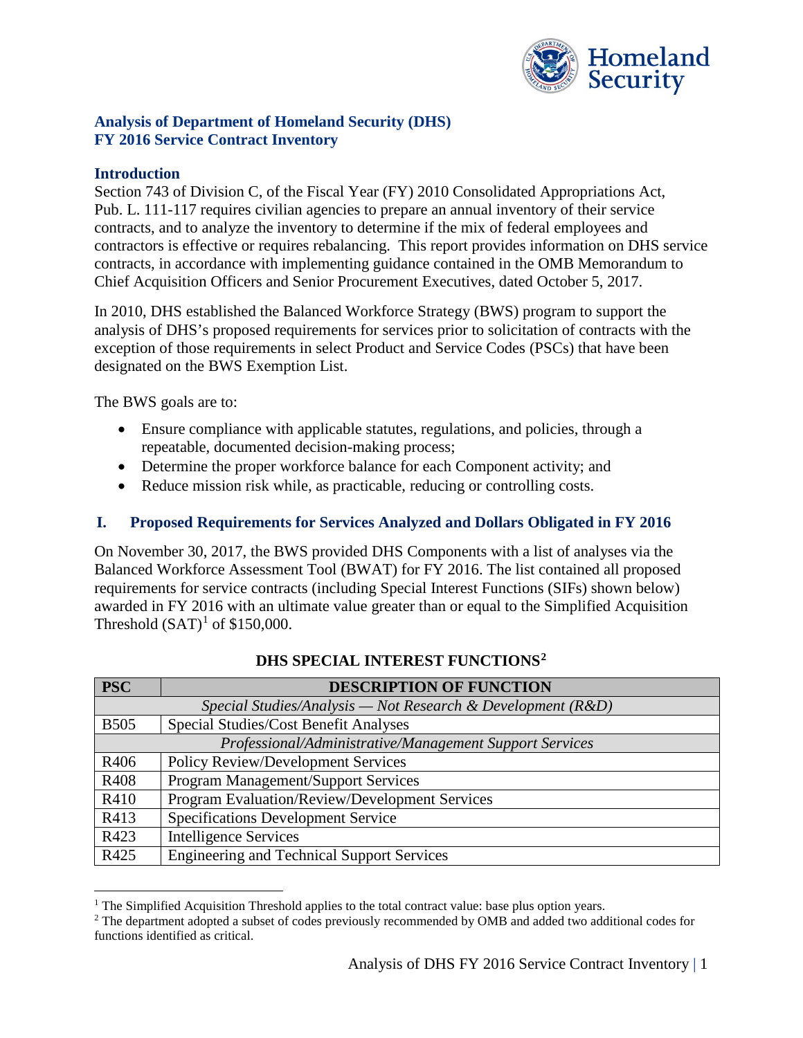## Analysis of Department of Homeland Security (DHS) FY 2016 Service Contract Inventory

### Introduction

Section 743 of Division C, of the Fiscal Year (FY) 2010 Consolidated Appropriations Act, Pub. L. 111-117 requires civilian agencies to prepare an annual inventory of their service contracts, and to analyze the inventory to determine if the mix of federal employees and contractors is effective or requires rebalancing. This report provides information on DHS service contracts, in accordance with implementing guidance contained in the OMB Memorandum to Chief Acquisition Officers and Senior Procurement Executives, dated October 5, 2017.

In 2010, DHS established the Balanced Workforce Strategy (BWS) program to support the analysis of DHS's proposed requirements for services prior to solicitation of contracts with the exception of those requirements in select Product and Service Codes (PSCs) that have been designated on the BWS Exemption List.

The BWS goals are to:

- Ensure compliance with applicable statutes, regulations, and policies, through a repeatable, documented decision-making process;
- Determine the proper workforce balance for each Component activity; and
- Reduce mission risk while, as practicable, reducing or controlling costs.

## I. Proposed Requirements for Services Analyzed and Dollars Obligated in FY 2016

On November 30, 2017, the BWS provided DHS Components with a list of analyses via the Balanced Workforce Assessment Tool (BWAT) for FY 2016. The list contained all proposed requirements for service contracts (including Special Interest Functions (SIFs) shown below) awarded in FY 2016 with an ultimate value greater than or equal to the Simplified Acquisition Threshold (SAT)[1] of $150,000.

**DHS SPECIAL INTEREST FUNCTIONS[2]**

| PSC | DESCRIPTION OF FUNCTION |
|---|---|
| *Special Studies/Analysis — Not Research & Development (R&D)* | |
| B505 | Special Studies/Cost Benefit Analyses |
| *Professional/Administrative/Management Support Services* | |
| R406 | Policy Review/Development Services |
| R408 | Program Management/Support Services |
| R410 | Program Evaluation/Review/Development Services |
| R413 | Specifications Development Service |
| R423 | Intelligence Services |
| R425 | Engineering and Technical Support Services |

[1] The Simplified Acquisition Threshold applies to the total contract value: base plus option years.

[2] The department adopted a subset of codes previously recommended by OMB and added two additional codes for functions identified as critical.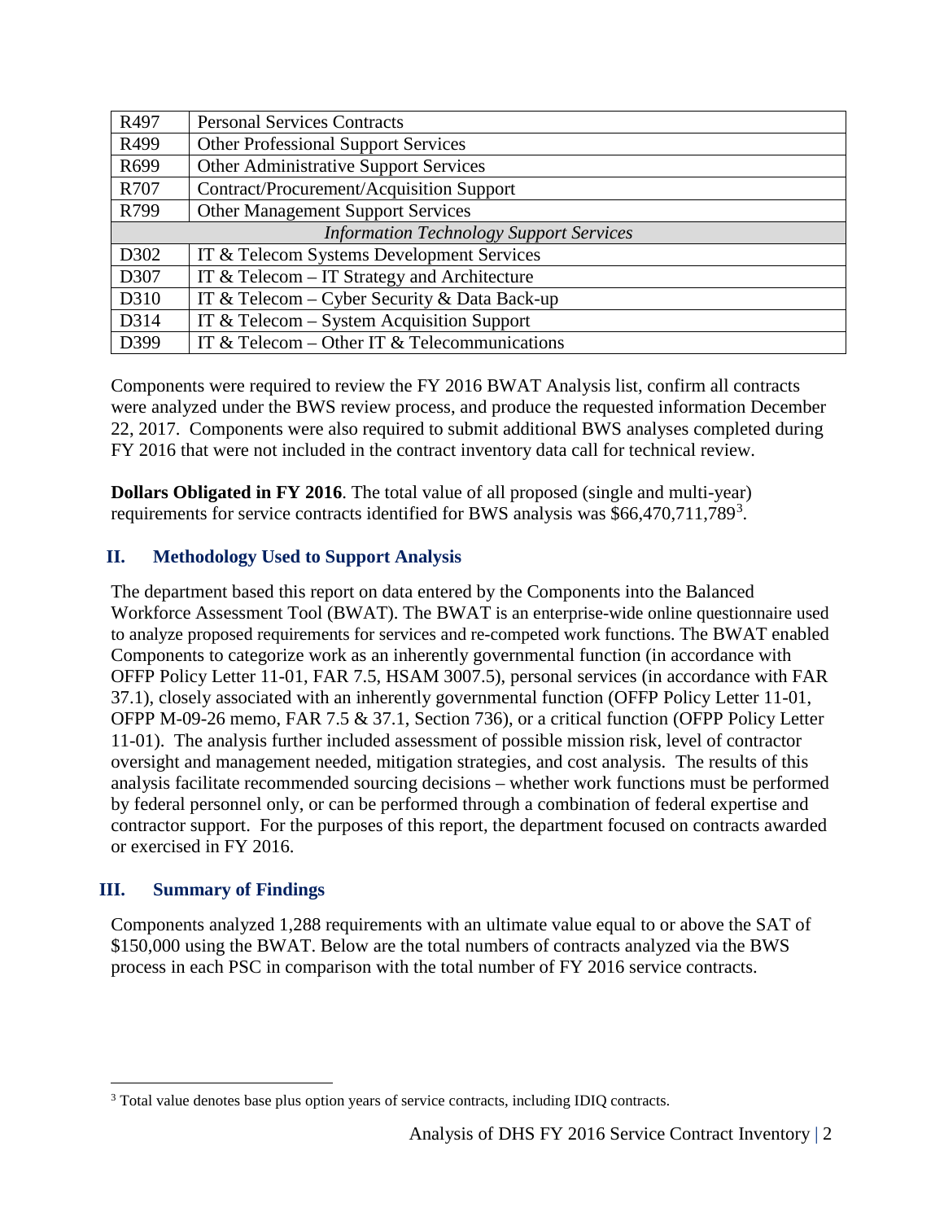| | |
|---|---|
| R497 | Personal Services Contracts |
| R499 | Other Professional Support Services |
| R699 | Other Administrative Support Services |
| R707 | Contract/Procurement/Acquisition Support |
| R799 | Other Management Support Services |
| *Information Technology Support Services* | |
| D302 | IT & Telecom Systems Development Services |
| D307 | IT & Telecom – IT Strategy and Architecture |
| D310 | IT & Telecom – Cyber Security & Data Back-up |
| D314 | IT & Telecom – System Acquisition Support |
| D399 | IT & Telecom – Other IT & Telecommunications |

Components were required to review the FY 2016 BWAT Analysis list, confirm all contracts were analyzed under the BWS review process, and produce the requested information December 22, 2017. Components were also required to submit additional BWS analyses completed during FY 2016 that were not included in the contract inventory data call for technical review.

**Dollars Obligated in FY 2016**. The total value of all proposed (single and multi-year) requirements for service contracts identified for BWS analysis was $66,470,711,789[3].

## II. Methodology Used to Support Analysis

The department based this report on data entered by the Components into the Balanced Workforce Assessment Tool (BWAT). The BWAT is an enterprise-wide online questionnaire used to analyze proposed requirements for services and re-competed work functions. The BWAT enabled Components to categorize work as an inherently governmental function (in accordance with OFFP Policy Letter 11-01, FAR 7.5, HSAM 3007.5), personal services (in accordance with FAR 37.1), closely associated with an inherently governmental function (OFFP Policy Letter 11-01, OFPP M-09-26 memo, FAR 7.5 & 37.1, Section 736), or a critical function (OFPP Policy Letter 11-01). The analysis further included assessment of possible mission risk, level of contractor oversight and management needed, mitigation strategies, and cost analysis. The results of this analysis facilitate recommended sourcing decisions – whether work functions must be performed by federal personnel only, or can be performed through a combination of federal expertise and contractor support. For the purposes of this report, the department focused on contracts awarded or exercised in FY 2016.

## III. Summary of Findings

Components analyzed 1,288 requirements with an ultimate value equal to or above the SAT of $150,000 using the BWAT. Below are the total numbers of contracts analyzed via the BWS process in each PSC in comparison with the total number of FY 2016 service contracts.

[3] Total value denotes base plus option years of service contracts, including IDIQ contracts.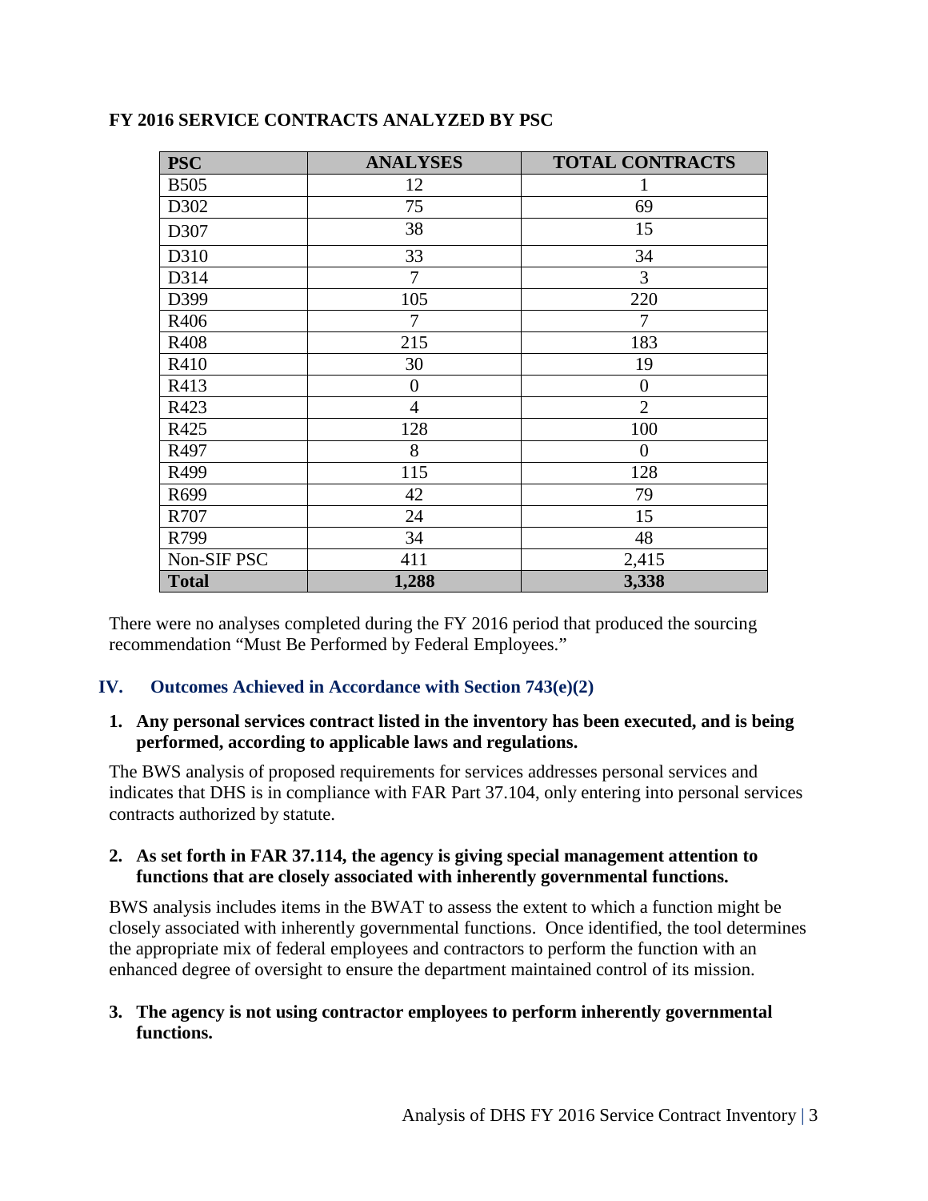**FY 2016 SERVICE CONTRACTS ANALYZED BY PSC**

| PSC | ANALYSES | TOTAL CONTRACTS |
|---|---|---|
| B505 | 12 | 1 |
| D302 | 75 | 69 |
| D307 | 38 | 15 |
| D310 | 33 | 34 |
| D314 | 7 | 3 |
| D399 | 105 | 220 |
| R406 | 7 | 7 |
| R408 | 215 | 183 |
| R410 | 30 | 19 |
| R413 | 0 | 0 |
| R423 | 4 | 2 |
| R425 | 128 | 100 |
| R497 | 8 | 0 |
| R499 | 115 | 128 |
| R699 | 42 | 79 |
| R707 | 24 | 15 |
| R799 | 34 | 48 |
| Non-SIF PSC | 411 | 2,415 |
| **Total** | **1,288** | **3,338** |

There were no analyses completed during the FY 2016 period that produced the sourcing recommendation "Must Be Performed by Federal Employees."

## IV. Outcomes Achieved in Accordance with Section 743(e)(2)

**1. Any personal services contract listed in the inventory has been executed, and is being performed, according to applicable laws and regulations.**

The BWS analysis of proposed requirements for services addresses personal services and indicates that DHS is in compliance with FAR Part 37.104, only entering into personal services contracts authorized by statute.

**2. As set forth in FAR 37.114, the agency is giving special management attention to functions that are closely associated with inherently governmental functions.**

BWS analysis includes items in the BWAT to assess the extent to which a function might be closely associated with inherently governmental functions. Once identified, the tool determines the appropriate mix of federal employees and contractors to perform the function with an enhanced degree of oversight to ensure the department maintained control of its mission.

**3. The agency is not using contractor employees to perform inherently governmental functions.**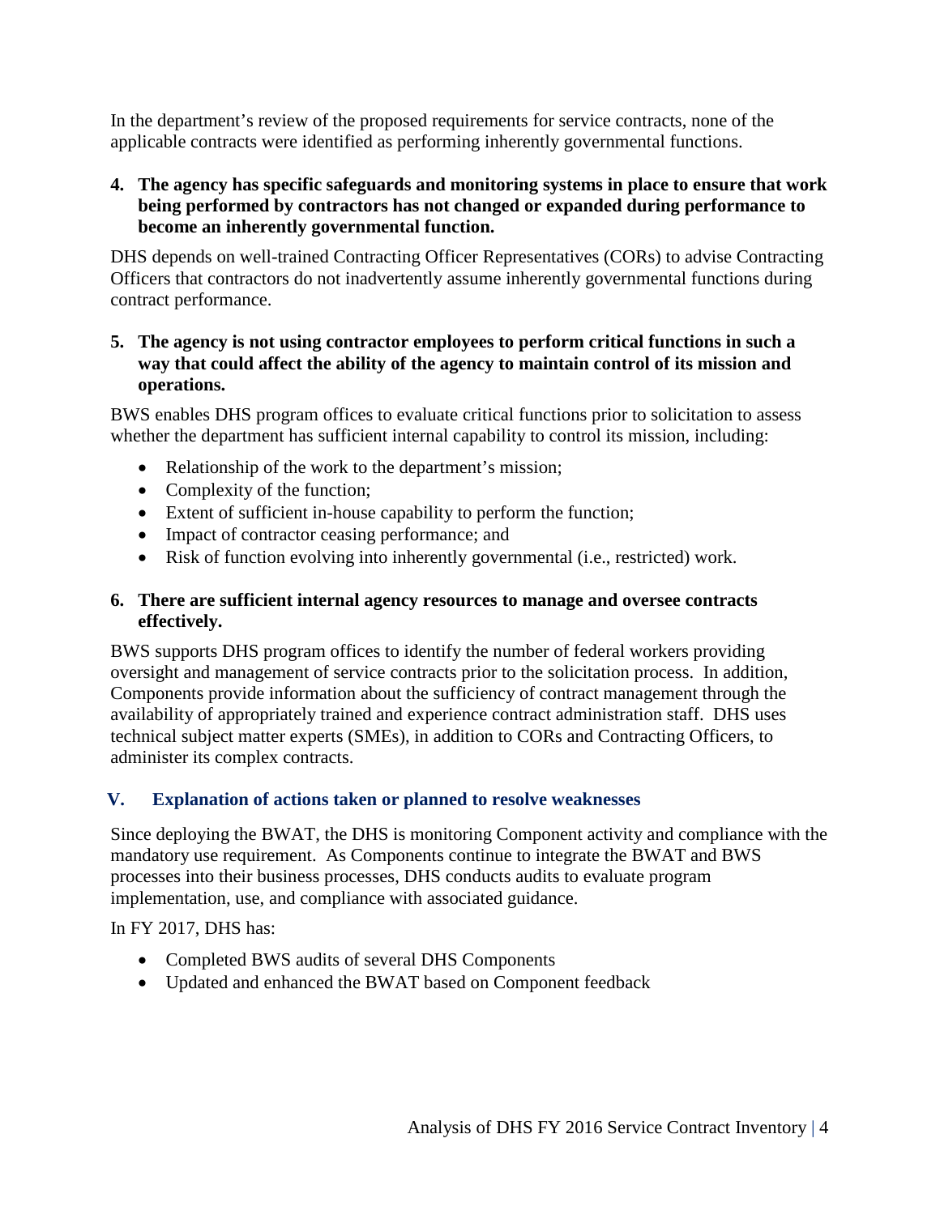In the department's review of the proposed requirements for service contracts, none of the applicable contracts were identified as performing inherently governmental functions.

**4. The agency has specific safeguards and monitoring systems in place to ensure that work being performed by contractors has not changed or expanded during performance to become an inherently governmental function.**

DHS depends on well-trained Contracting Officer Representatives (CORs) to advise Contracting Officers that contractors do not inadvertently assume inherently governmental functions during contract performance.

**5. The agency is not using contractor employees to perform critical functions in such a way that could affect the ability of the agency to maintain control of its mission and operations.**

BWS enables DHS program offices to evaluate critical functions prior to solicitation to assess whether the department has sufficient internal capability to control its mission, including:

- Relationship of the work to the department's mission;
- Complexity of the function;
- Extent of sufficient in-house capability to perform the function;
- Impact of contractor ceasing performance; and
- Risk of function evolving into inherently governmental (i.e., restricted) work.

**6. There are sufficient internal agency resources to manage and oversee contracts effectively.**

BWS supports DHS program offices to identify the number of federal workers providing oversight and management of service contracts prior to the solicitation process. In addition, Components provide information about the sufficiency of contract management through the availability of appropriately trained and experience contract administration staff. DHS uses technical subject matter experts (SMEs), in addition to CORs and Contracting Officers, to administer its complex contracts.

## V. Explanation of actions taken or planned to resolve weaknesses

Since deploying the BWAT, the DHS is monitoring Component activity and compliance with the mandatory use requirement. As Components continue to integrate the BWAT and BWS processes into their business processes, DHS conducts audits to evaluate program implementation, use, and compliance with associated guidance.

In FY 2017, DHS has:

- Completed BWS audits of several DHS Components
- Updated and enhanced the BWAT based on Component feedback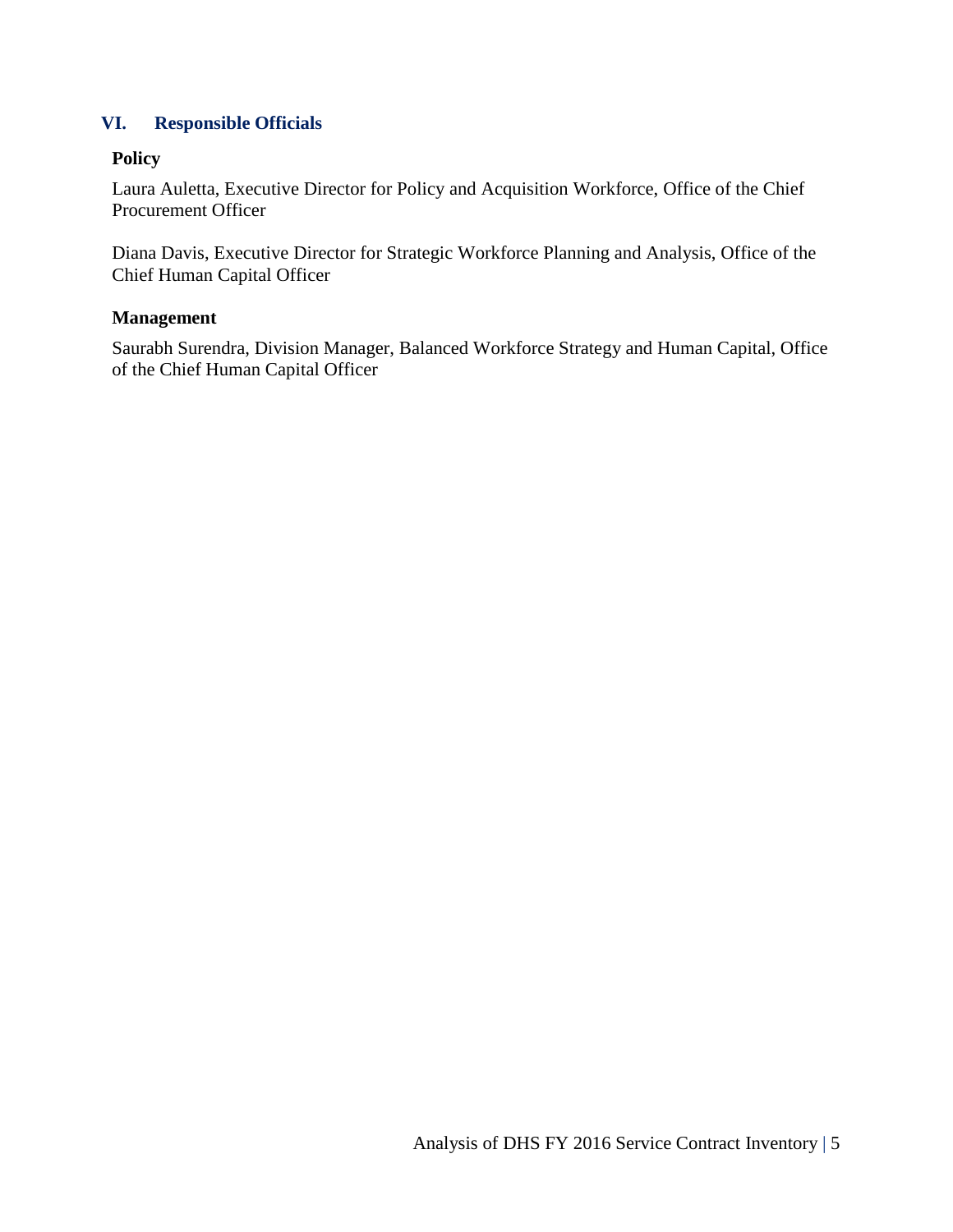## VI. Responsible Officials

### Policy

Laura Auletta, Executive Director for Policy and Acquisition Workforce, Office of the Chief Procurement Officer

Diana Davis, Executive Director for Strategic Workforce Planning and Analysis, Office of the Chief Human Capital Officer

### Management

Saurabh Surendra, Division Manager, Balanced Workforce Strategy and Human Capital, Office of the Chief Human Capital Officer